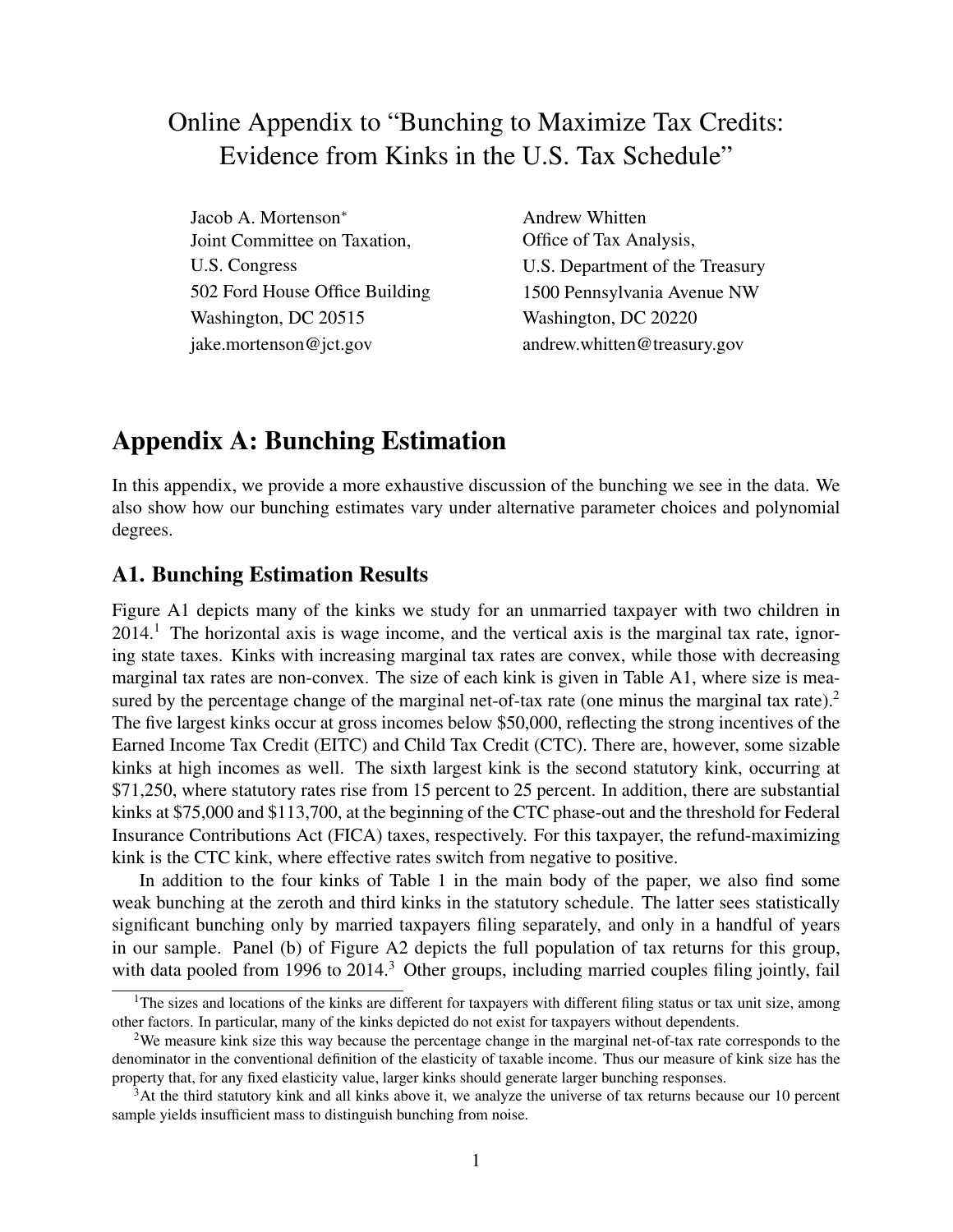# Online Appendix to "Bunching to Maximize Tax Credits: Evidence from Kinks in the U.S. Tax Schedule"

Jacob A. Mortenson*
Joint Committee on Taxation,
U.S. Congress
502 Ford House Office Building
Washington, DC 20515
jake.mortenson@jct.gov

Andrew Whitten
Office of Tax Analysis,
U.S. Department of the Treasury
1500 Pennsylvania Avenue NW
Washington, DC 20220
andrew.whitten@treasury.gov

## Appendix A: Bunching Estimation

In this appendix, we provide a more exhaustive discussion of the bunching we see in the data. We also show how our bunching estimates vary under alternative parameter choices and polynomial degrees.

### A1. Bunching Estimation Results

Figure A1 depicts many of the kinks we study for an unmarried taxpayer with two children in 2014.[1] The horizontal axis is wage income, and the vertical axis is the marginal tax rate, ignoring state taxes. Kinks with increasing marginal tax rates are convex, while those with decreasing marginal tax rates are non-convex. The size of each kink is given in Table A1, where size is measured by the percentage change of the marginal net-of-tax rate (one minus the marginal tax rate).[2] The five largest kinks occur at gross incomes below $50,000, reflecting the strong incentives of the Earned Income Tax Credit (EITC) and Child Tax Credit (CTC). There are, however, some sizable kinks at high incomes as well. The sixth largest kink is the second statutory kink, occurring at $71,250, where statutory rates rise from 15 percent to 25 percent. In addition, there are substantial kinks at $75,000 and $113,700, at the beginning of the CTC phase-out and the threshold for Federal Insurance Contributions Act (FICA) taxes, respectively. For this taxpayer, the refund-maximizing kink is the CTC kink, where effective rates switch from negative to positive.

In addition to the four kinks of Table 1 in the main body of the paper, we also find some weak bunching at the zeroth and third kinks in the statutory schedule. The latter sees statistically significant bunching only by married taxpayers filing separately, and only in a handful of years in our sample. Panel (b) of Figure A2 depicts the full population of tax returns for this group, with data pooled from 1996 to 2014.[3] Other groups, including married couples filing jointly, fail

[1]The sizes and locations of the kinks are different for taxpayers with different filing status or tax unit size, among other factors. In particular, many of the kinks depicted do not exist for taxpayers without dependents.

[2]We measure kink size this way because the percentage change in the marginal net-of-tax rate corresponds to the denominator in the conventional definition of the elasticity of taxable income. Thus our measure of kink size has the property that, for any fixed elasticity value, larger kinks should generate larger bunching responses.

[3]At the third statutory kink and all kinks above it, we analyze the universe of tax returns because our 10 percent sample yields insufficient mass to distinguish bunching from noise.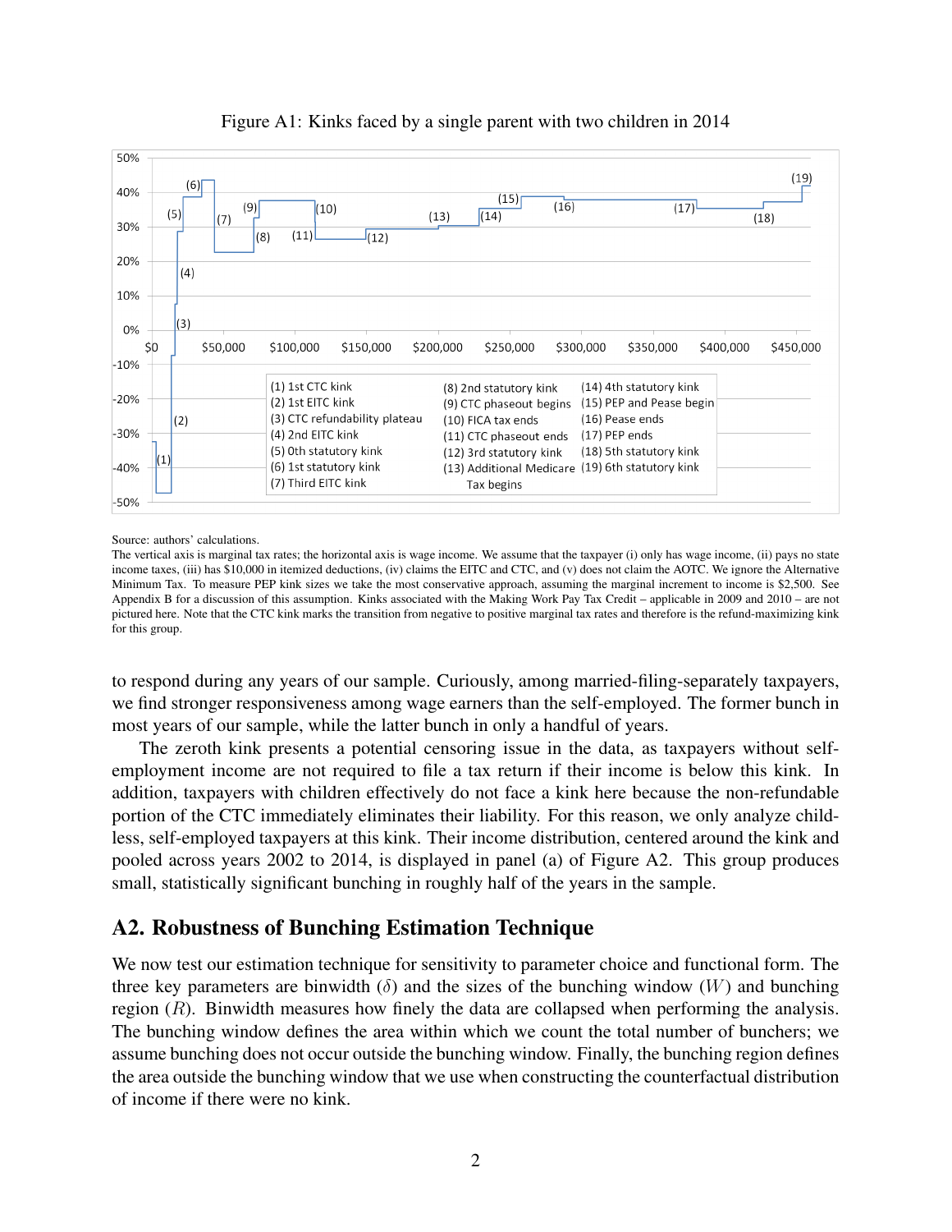Figure A1: Kinks faced by a single parent with two children in 2014

(1) 1st CTC kink
(2) 1st EITC kink
(3) CTC refundability plateau
(4) 2nd EITC kink
(5) 0th statutory kink
(6) 1st statutory kink
(7) Third EITC kink
(8) 2nd statutory kink
(9) CTC phaseout begins
(10) FICA tax ends
(11) CTC phaseout ends
(12) 3rd statutory kink
(13) Additional Medicare Tax begins
(14) 4th statutory kink
(15) PEP and Pease begin
(16) Pease ends
(17) PEP ends
(18) 5th statutory kink
(19) 6th statutory kink

Source: authors' calculations.

The vertical axis is marginal tax rates; the horizontal axis is wage income. We assume that the taxpayer (i) only has wage income, (ii) pays no state income taxes, (iii) has $10,000 in itemized deductions, (iv) claims the EITC and CTC, and (v) does not claim the AOTC. We ignore the Alternative Minimum Tax. To measure PEP kink sizes we take the most conservative approach, assuming the marginal increment to income is $2,500. See Appendix B for a discussion of this assumption. Kinks associated with the Making Work Pay Tax Credit – applicable in 2009 and 2010 – are not pictured here. Note that the CTC kink marks the transition from negative to positive marginal tax rates and therefore is the refund-maximizing kink for this group.

to respond during any years of our sample. Curiously, among married-filing-separately taxpayers, we find stronger responsiveness among wage earners than the self-employed. The former bunch in most years of our sample, while the latter bunch in only a handful of years.

The zeroth kink presents a potential censoring issue in the data, as taxpayers without self-employment income are not required to file a tax return if their income is below this kink. In addition, taxpayers with children effectively do not face a kink here because the non-refundable portion of the CTC immediately eliminates their liability. For this reason, we only analyze childless, self-employed taxpayers at this kink. Their income distribution, centered around the kink and pooled across years 2002 to 2014, is displayed in panel (a) of Figure A2. This group produces small, statistically significant bunching in roughly half of the years in the sample.

## A2. Robustness of Bunching Estimation Technique

We now test our estimation technique for sensitivity to parameter choice and functional form. The three key parameters are binwidth ($\delta$) and the sizes of the bunching window ($W$) and bunching region ($R$). Binwidth measures how finely the data are collapsed when performing the analysis. The bunching window defines the area within which we count the total number of bunchers; we assume bunching does not occur outside the bunching window. Finally, the bunching region defines the area outside the bunching window that we use when constructing the counterfactual distribution of income if there were no kink.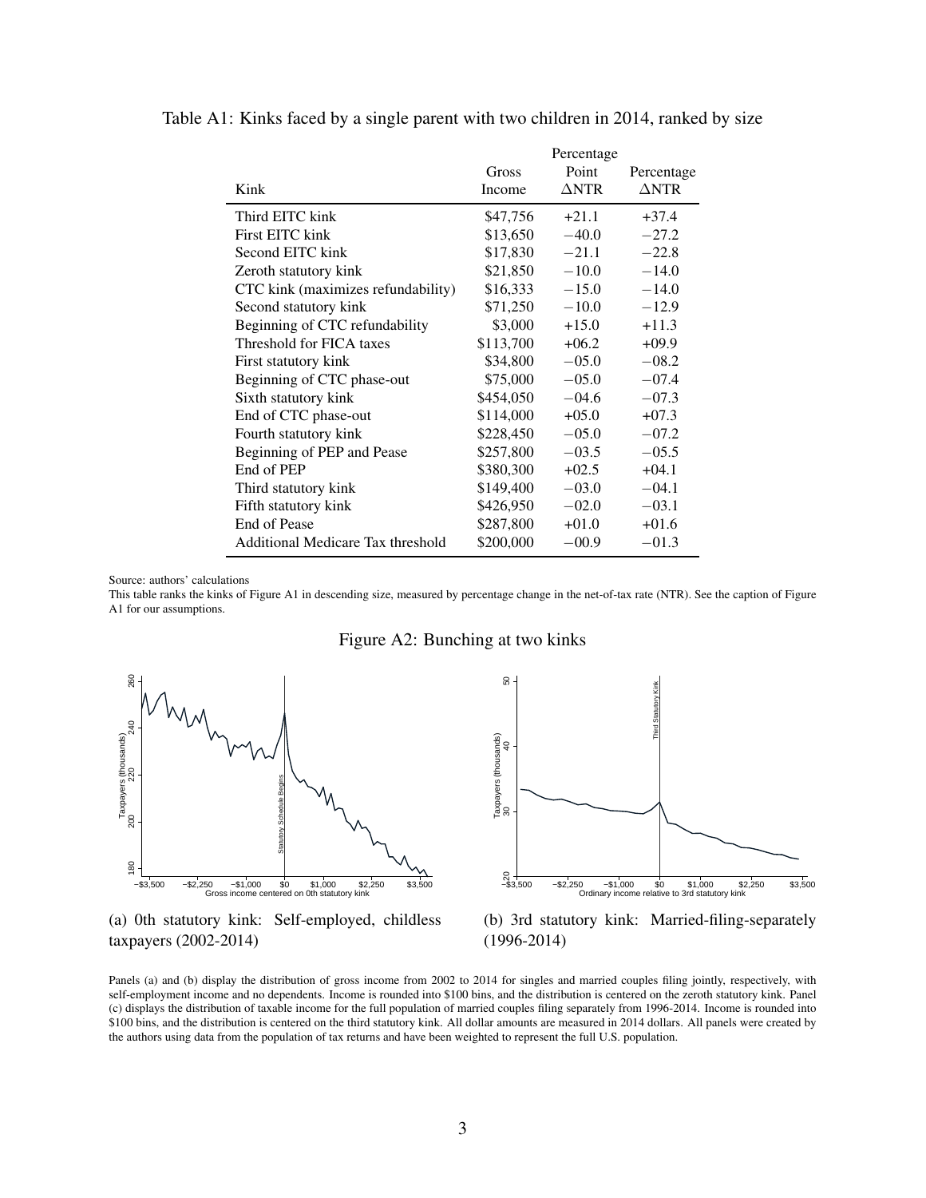Table A1: Kinks faced by a single parent with two children in 2014, ranked by size

| Kink | Gross Income | Percentage Point ΔNTR | Percentage ΔNTR |
|---|---|---|---|
| Third EITC kink | \$47,756 | +21.1 | +37.4 |
| First EITC kink | \$13,650 | −40.0 | −27.2 |
| Second EITC kink | \$17,830 | −21.1 | −22.8 |
| Zeroth statutory kink | \$21,850 | −10.0 | −14.0 |
| CTC kink (maximizes refundability) | \$16,333 | −15.0 | −14.0 |
| Second statutory kink | \$71,250 | −10.0 | −12.9 |
| Beginning of CTC refundability | \$3,000 | +15.0 | +11.3 |
| Threshold for FICA taxes | \$113,700 | +06.2 | +09.9 |
| First statutory kink | \$34,800 | −05.0 | −08.2 |
| Beginning of CTC phase-out | \$75,000 | −05.0 | −07.4 |
| Sixth statutory kink | \$454,050 | −04.6 | −07.3 |
| End of CTC phase-out | \$114,000 | +05.0 | +07.3 |
| Fourth statutory kink | \$228,450 | −05.0 | −07.2 |
| Beginning of PEP and Pease | \$257,800 | −03.5 | −05.5 |
| End of PEP | \$380,300 | +02.5 | +04.1 |
| Third statutory kink | \$149,400 | −03.0 | −04.1 |
| Fifth statutory kink | \$426,950 | −02.0 | −03.1 |
| End of Pease | \$287,800 | +01.0 | +01.6 |
| Additional Medicare Tax threshold | \$200,000 | −00.9 | −01.3 |

Source: authors' calculations

This table ranks the kinks of Figure A1 in descending size, measured by percentage change in the net-of-tax rate (NTR). See the caption of Figure A1 for our assumptions.

Figure A2: Bunching at two kinks

(a) 0th statutory kink: Self-employed, childless taxpayers (2002-2014)

(b) 3rd statutory kink: Married-filing-separately (1996-2014)

Panels (a) and (b) display the distribution of gross income from 2002 to 2014 for singles and married couples filing jointly, respectively, with self-employment income and no dependents. Income is rounded into \$100 bins, and the distribution is centered on the zeroth statutory kink. Panel (c) displays the distribution of taxable income for the full population of married couples filing separately from 1996-2014. Income is rounded into \$100 bins, and the distribution is centered on the third statutory kink. All dollar amounts are measured in 2014 dollars. All panels were created by the authors using data from the population of tax returns and have been weighted to represent the full U.S. population.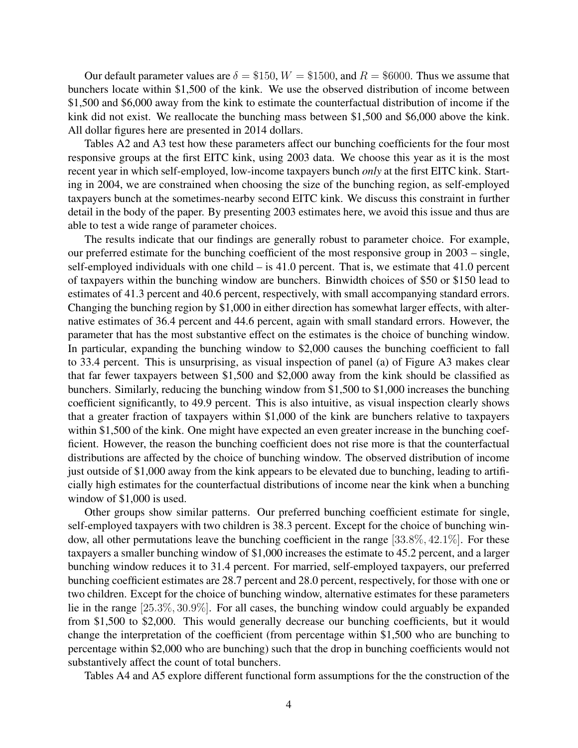Our default parameter values are $\delta = \$150$, $W = \$1500$, and $R = \$6000$. Thus we assume that bunchers locate within \$1,500 of the kink. We use the observed distribution of income between \$1,500 and \$6,000 away from the kink to estimate the counterfactual distribution of income if the kink did not exist. We reallocate the bunching mass between \$1,500 and \$6,000 above the kink. All dollar figures here are presented in 2014 dollars.

Tables A2 and A3 test how these parameters affect our bunching coefficients for the four most responsive groups at the first EITC kink, using 2003 data. We choose this year as it is the most recent year in which self-employed, low-income taxpayers bunch *only* at the first EITC kink. Starting in 2004, we are constrained when choosing the size of the bunching region, as self-employed taxpayers bunch at the sometimes-nearby second EITC kink. We discuss this constraint in further detail in the body of the paper. By presenting 2003 estimates here, we avoid this issue and thus are able to test a wide range of parameter choices.

The results indicate that our findings are generally robust to parameter choice. For example, our preferred estimate for the bunching coefficient of the most responsive group in 2003 – single, self-employed individuals with one child – is 41.0 percent. That is, we estimate that 41.0 percent of taxpayers within the bunching window are bunchers. Binwidth choices of \$50 or \$150 lead to estimates of 41.3 percent and 40.6 percent, respectively, with small accompanying standard errors. Changing the bunching region by \$1,000 in either direction has somewhat larger effects, with alternative estimates of 36.4 percent and 44.6 percent, again with small standard errors. However, the parameter that has the most substantive effect on the estimates is the choice of bunching window. In particular, expanding the bunching window to \$2,000 causes the bunching coefficient to fall to 33.4 percent. This is unsurprising, as visual inspection of panel (a) of Figure A3 makes clear that far fewer taxpayers between \$1,500 and \$2,000 away from the kink should be classified as bunchers. Similarly, reducing the bunching window from \$1,500 to \$1,000 increases the bunching coefficient significantly, to 49.9 percent. This is also intuitive, as visual inspection clearly shows that a greater fraction of taxpayers within \$1,000 of the kink are bunchers relative to taxpayers within \$1,500 of the kink. One might have expected an even greater increase in the bunching coefficient. However, the reason the bunching coefficient does not rise more is that the counterfactual distributions are affected by the choice of bunching window. The observed distribution of income just outside of \$1,000 away from the kink appears to be elevated due to bunching, leading to artificially high estimates for the counterfactual distributions of income near the kink when a bunching window of \$1,000 is used.

Other groups show similar patterns. Our preferred bunching coefficient estimate for single, self-employed taxpayers with two children is 38.3 percent. Except for the choice of bunching window, all other permutations leave the bunching coefficient in the range $[33.8\%, 42.1\%]$. For these taxpayers a smaller bunching window of \$1,000 increases the estimate to 45.2 percent, and a larger bunching window reduces it to 31.4 percent. For married, self-employed taxpayers, our preferred bunching coefficient estimates are 28.7 percent and 28.0 percent, respectively, for those with one or two children. Except for the choice of bunching window, alternative estimates for these parameters lie in the range $[25.3\%, 30.9\%]$. For all cases, the bunching window could arguably be expanded from \$1,500 to \$2,000. This would generally decrease our bunching coefficients, but it would change the interpretation of the coefficient (from percentage within \$1,500 who are bunching to percentage within \$2,000 who are bunching) such that the drop in bunching coefficients would not substantively affect the count of total bunchers.

Tables A4 and A5 explore different functional form assumptions for the the construction of the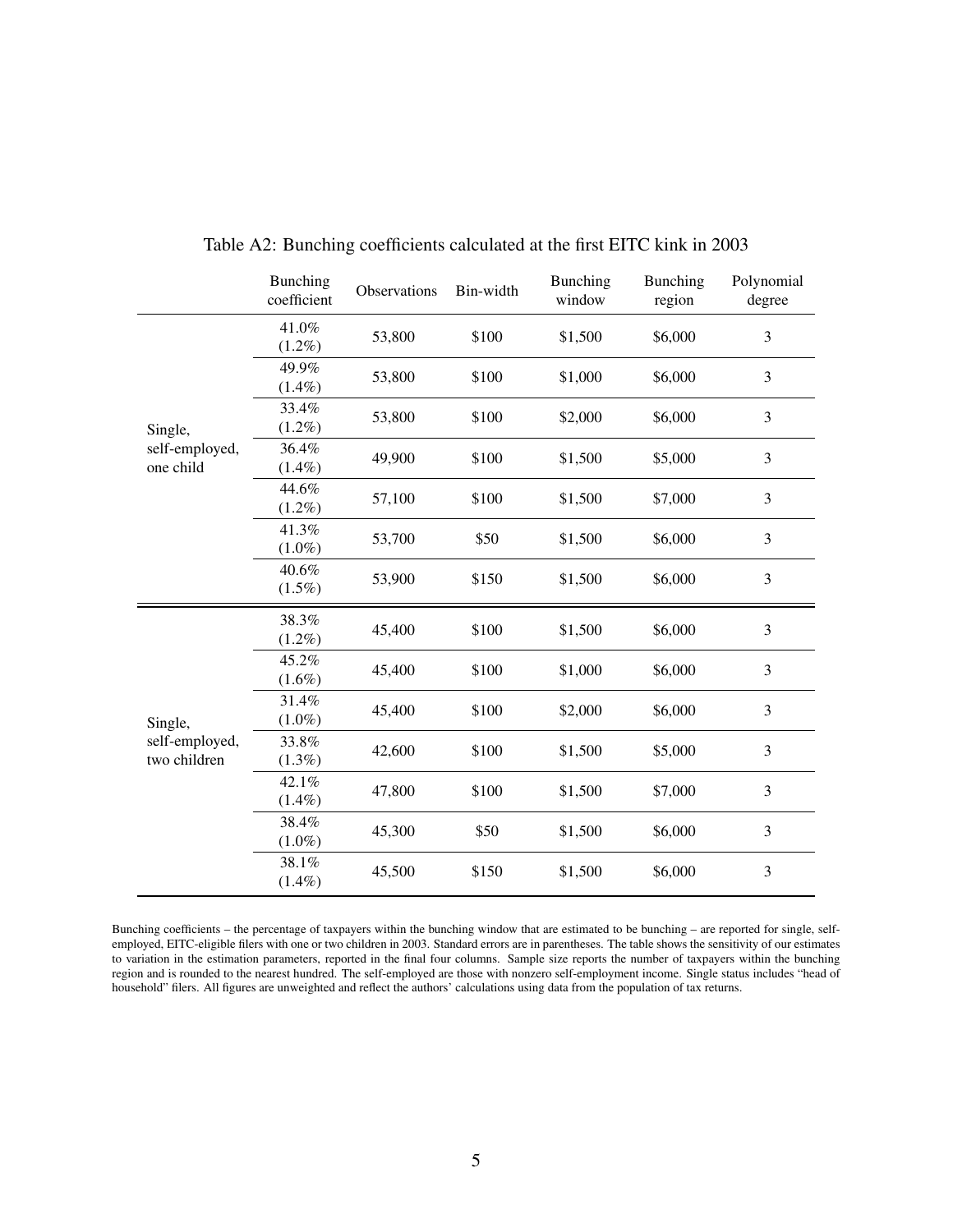Table A2: Bunching coefficients calculated at the first EITC kink in 2003

| | Bunching coefficient | Observations | Bin-width | Bunching window | Bunching region | Polynomial degree |
|---|---|---|---|---|---|---|
| Single, self-employed, one child | 41.0% (1.2%) | 53,800 | $100 | $1,500 | $6,000 | 3 |
| | 49.9% (1.4%) | 53,800 | $100 | $1,000 | $6,000 | 3 |
| | 33.4% (1.2%) | 53,800 | $100 | $2,000 | $6,000 | 3 |
| | 36.4% (1.4%) | 49,900 | $100 | $1,500 | $5,000 | 3 |
| | 44.6% (1.2%) | 57,100 | $100 | $1,500 | $7,000 | 3 |
| | 41.3% (1.0%) | 53,700 | $50 | $1,500 | $6,000 | 3 |
| | 40.6% (1.5%) | 53,900 | $150 | $1,500 | $6,000 | 3 |
| Single, self-employed, two children | 38.3% (1.2%) | 45,400 | $100 | $1,500 | $6,000 | 3 |
| | 45.2% (1.6%) | 45,400 | $100 | $1,000 | $6,000 | 3 |
| | 31.4% (1.0%) | 45,400 | $100 | $2,000 | $6,000 | 3 |
| | 33.8% (1.3%) | 42,600 | $100 | $1,500 | $5,000 | 3 |
| | 42.1% (1.4%) | 47,800 | $100 | $1,500 | $7,000 | 3 |
| | 38.4% (1.0%) | 45,300 | $50 | $1,500 | $6,000 | 3 |
| | 38.1% (1.4%) | 45,500 | $150 | $1,500 | $6,000 | 3 |

Bunching coefficients – the percentage of taxpayers within the bunching window that are estimated to be bunching – are reported for single, self-employed, EITC-eligible filers with one or two children in 2003. Standard errors are in parentheses. The table shows the sensitivity of our estimates to variation in the estimation parameters, reported in the final four columns. Sample size reports the number of taxpayers within the bunching region and is rounded to the nearest hundred. The self-employed are those with nonzero self-employment income. Single status includes "head of household" filers. All figures are unweighted and reflect the authors' calculations using data from the population of tax returns.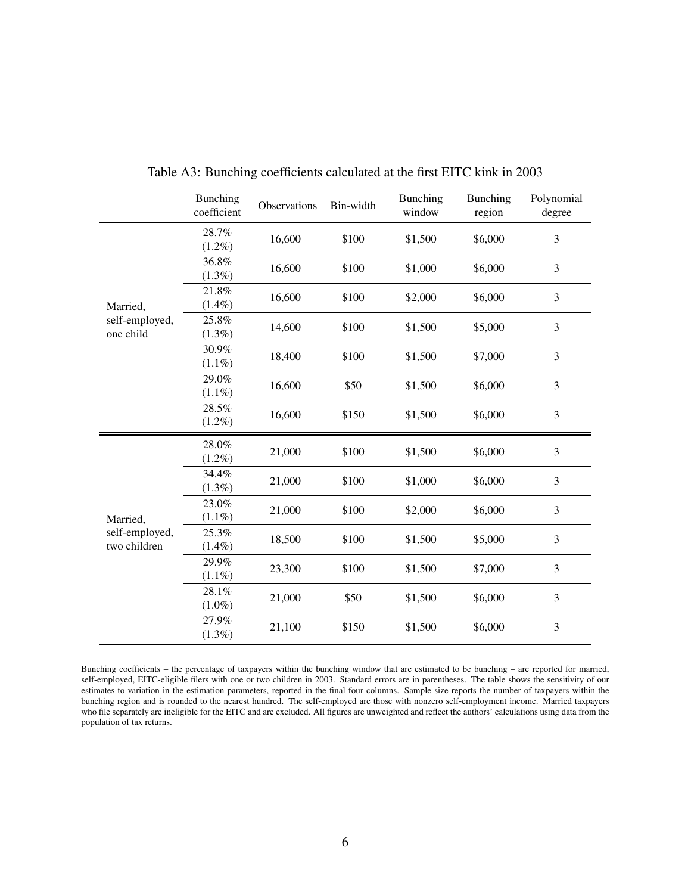Table A3: Bunching coefficients calculated at the first EITC kink in 2003

| | Bunching coefficient | Observations | Bin-width | Bunching window | Bunching region | Polynomial degree |
|---|---|---|---|---|---|---|
| Married, self-employed, one child | 28.7% (1.2%) | 16,600 | $100 | $1,500 | $6,000 | 3 |
| | 36.8% (1.3%) | 16,600 | $100 | $1,000 | $6,000 | 3 |
| | 21.8% (1.4%) | 16,600 | $100 | $2,000 | $6,000 | 3 |
| | 25.8% (1.3%) | 14,600 | $100 | $1,500 | $5,000 | 3 |
| | 30.9% (1.1%) | 18,400 | $100 | $1,500 | $7,000 | 3 |
| | 29.0% (1.1%) | 16,600 | $50 | $1,500 | $6,000 | 3 |
| | 28.5% (1.2%) | 16,600 | $150 | $1,500 | $6,000 | 3 |
| Married, self-employed, two children | 28.0% (1.2%) | 21,000 | $100 | $1,500 | $6,000 | 3 |
| | 34.4% (1.3%) | 21,000 | $100 | $1,000 | $6,000 | 3 |
| | 23.0% (1.1%) | 21,000 | $100 | $2,000 | $6,000 | 3 |
| | 25.3% (1.4%) | 18,500 | $100 | $1,500 | $5,000 | 3 |
| | 29.9% (1.1%) | 23,300 | $100 | $1,500 | $7,000 | 3 |
| | 28.1% (1.0%) | 21,000 | $50 | $1,500 | $6,000 | 3 |
| | 27.9% (1.3%) | 21,100 | $150 | $1,500 | $6,000 | 3 |

Bunching coefficients – the percentage of taxpayers within the bunching window that are estimated to be bunching – are reported for married, self-employed, EITC-eligible filers with one or two children in 2003. Standard errors are in parentheses. The table shows the sensitivity of our estimates to variation in the estimation parameters, reported in the final four columns. Sample size reports the number of taxpayers within the bunching region and is rounded to the nearest hundred. The self-employed are those with nonzero self-employment income. Married taxpayers who file separately are ineligible for the EITC and are excluded. All figures are unweighted and reflect the authors' calculations using data from the population of tax returns.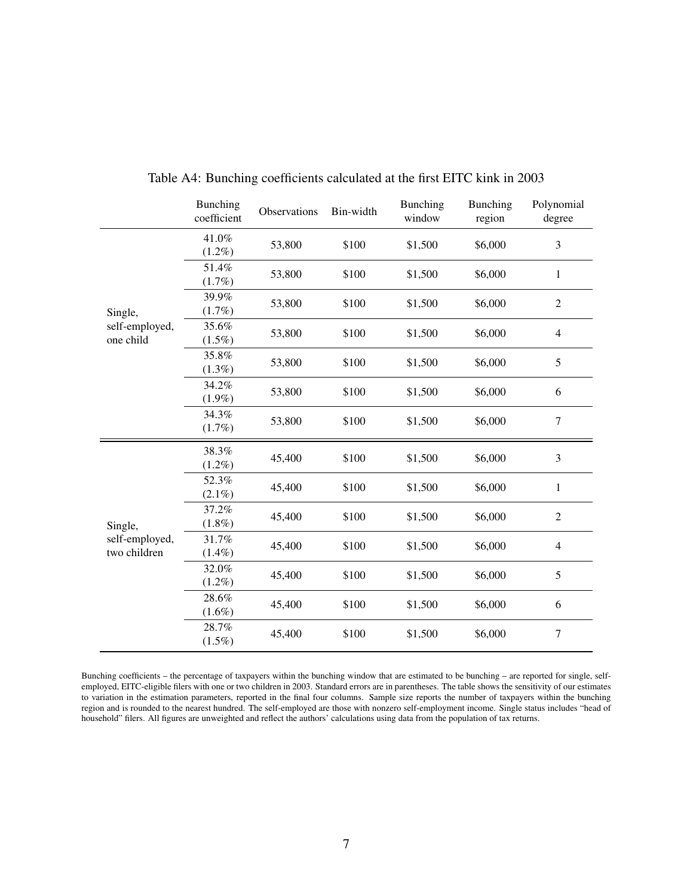Table A4: Bunching coefficients calculated at the first EITC kink in 2003

| | Bunching coefficient | Observations | Bin-width | Bunching window | Bunching region | Polynomial degree |
|---|---|---|---|---|---|---|
| Single, self-employed, one child | 41.0% (1.2%) | 53,800 | $100 | $1,500 | $6,000 | 3 |
| | 51.4% (1.7%) | 53,800 | $100 | $1,500 | $6,000 | 1 |
| | 39.9% (1.7%) | 53,800 | $100 | $1,500 | $6,000 | 2 |
| | 35.6% (1.5%) | 53,800 | $100 | $1,500 | $6,000 | 4 |
| | 35.8% (1.3%) | 53,800 | $100 | $1,500 | $6,000 | 5 |
| | 34.2% (1.9%) | 53,800 | $100 | $1,500 | $6,000 | 6 |
| | 34.3% (1.7%) | 53,800 | $100 | $1,500 | $6,000 | 7 |
| Single, self-employed, two children | 38.3% (1.2%) | 45,400 | $100 | $1,500 | $6,000 | 3 |
| | 52.3% (2.1%) | 45,400 | $100 | $1,500 | $6,000 | 1 |
| | 37.2% (1.8%) | 45,400 | $100 | $1,500 | $6,000 | 2 |
| | 31.7% (1.4%) | 45,400 | $100 | $1,500 | $6,000 | 4 |
| | 32.0% (1.2%) | 45,400 | $100 | $1,500 | $6,000 | 5 |
| | 28.6% (1.6%) | 45,400 | $100 | $1,500 | $6,000 | 6 |
| | 28.7% (1.5%) | 45,400 | $100 | $1,500 | $6,000 | 7 |

Bunching coefficients – the percentage of taxpayers within the bunching window that are estimated to be bunching – are reported for single, self-employed, EITC-eligible filers with one or two children in 2003. Standard errors are in parentheses. The table shows the sensitivity of our estimates to variation in the estimation parameters, reported in the final four columns. Sample size reports the number of taxpayers within the bunching region and is rounded to the nearest hundred. The self-employed are those with nonzero self-employment income. Single status includes "head of household" filers. All figures are unweighted and reflect the authors' calculations using data from the population of tax returns.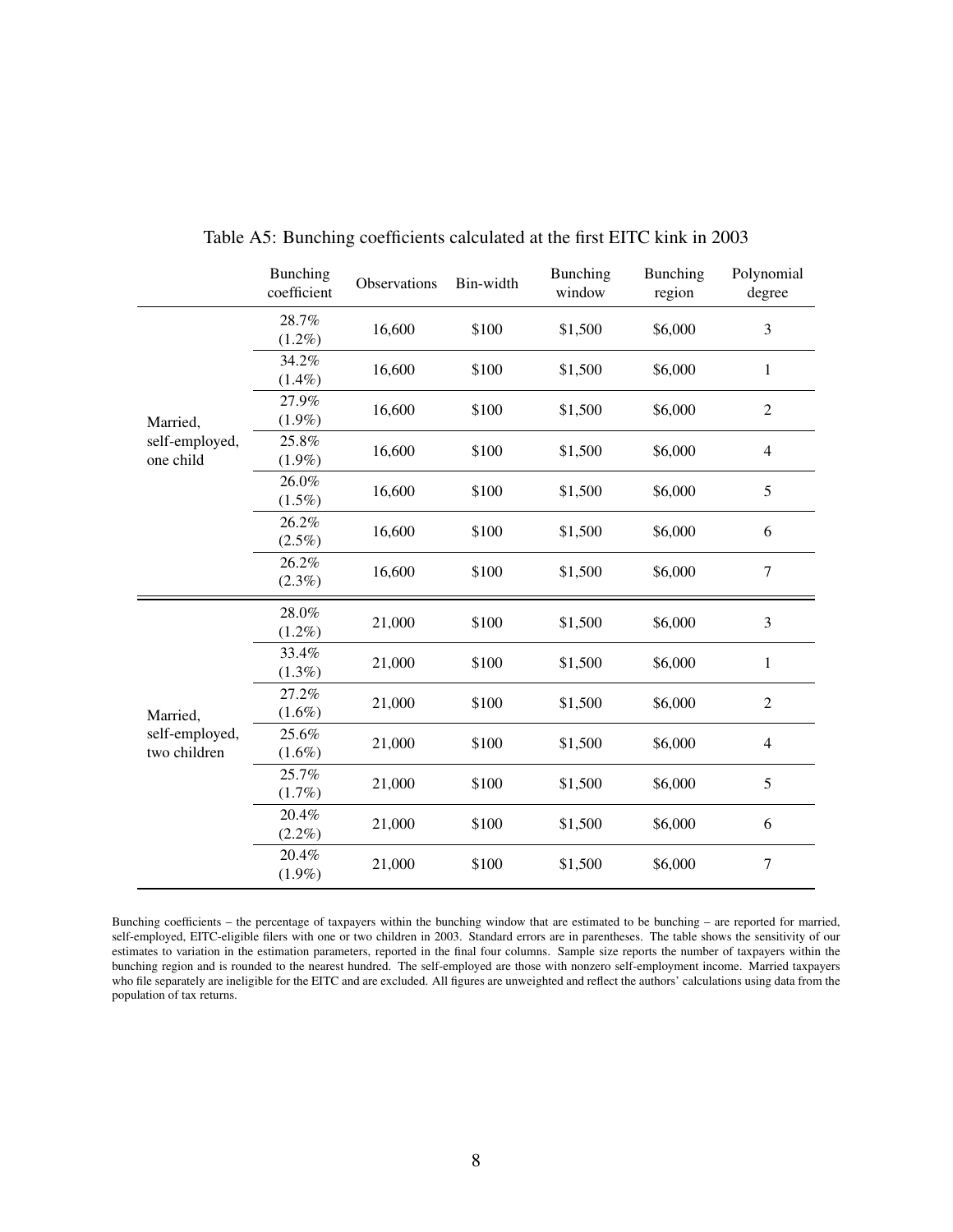Table A5: Bunching coefficients calculated at the first EITC kink in 2003

| | Bunching coefficient | Observations | Bin-width | Bunching window | Bunching region | Polynomial degree |
|---|---|---|---|---|---|---|
| Married, self-employed, one child | 28.7% (1.2%) | 16,600 | $100 | $1,500 | $6,000 | 3 |
| | 34.2% (1.4%) | 16,600 | $100 | $1,500 | $6,000 | 1 |
| | 27.9% (1.9%) | 16,600 | $100 | $1,500 | $6,000 | 2 |
| | 25.8% (1.9%) | 16,600 | $100 | $1,500 | $6,000 | 4 |
| | 26.0% (1.5%) | 16,600 | $100 | $1,500 | $6,000 | 5 |
| | 26.2% (2.5%) | 16,600 | $100 | $1,500 | $6,000 | 6 |
| | 26.2% (2.3%) | 16,600 | $100 | $1,500 | $6,000 | 7 |
| Married, self-employed, two children | 28.0% (1.2%) | 21,000 | $100 | $1,500 | $6,000 | 3 |
| | 33.4% (1.3%) | 21,000 | $100 | $1,500 | $6,000 | 1 |
| | 27.2% (1.6%) | 21,000 | $100 | $1,500 | $6,000 | 2 |
| | 25.6% (1.6%) | 21,000 | $100 | $1,500 | $6,000 | 4 |
| | 25.7% (1.7%) | 21,000 | $100 | $1,500 | $6,000 | 5 |
| | 20.4% (2.2%) | 21,000 | $100 | $1,500 | $6,000 | 6 |
| | 20.4% (1.9%) | 21,000 | $100 | $1,500 | $6,000 | 7 |

Bunching coefficients – the percentage of taxpayers within the bunching window that are estimated to be bunching – are reported for married, self-employed, EITC-eligible filers with one or two children in 2003. Standard errors are in parentheses. The table shows the sensitivity of our estimates to variation in the estimation parameters, reported in the final four columns. Sample size reports the number of taxpayers within the bunching region and is rounded to the nearest hundred. The self-employed are those with nonzero self-employment income. Married taxpayers who file separately are ineligible for the EITC and are excluded. All figures are unweighted and reflect the authors' calculations using data from the population of tax returns.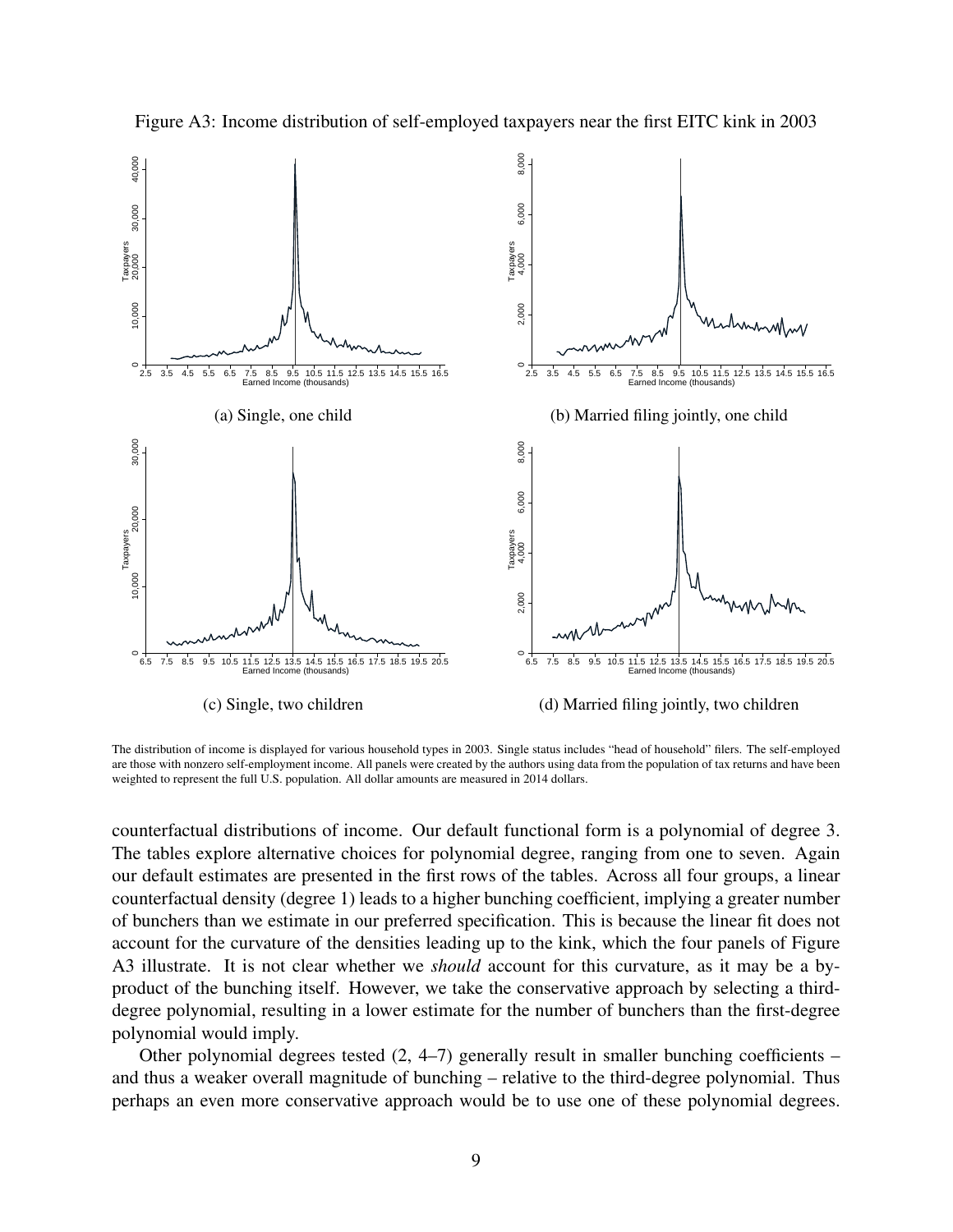Figure A3: Income distribution of self-employed taxpayers near the first EITC kink in 2003

(a) Single, one child

(b) Married filing jointly, one child

(c) Single, two children

(d) Married filing jointly, two children

The distribution of income is displayed for various household types in 2003. Single status includes "head of household" filers. The self-employed are those with nonzero self-employment income. All panels were created by the authors using data from the population of tax returns and have been weighted to represent the full U.S. population. All dollar amounts are measured in 2014 dollars.

counterfactual distributions of income. Our default functional form is a polynomial of degree 3. The tables explore alternative choices for polynomial degree, ranging from one to seven. Again our default estimates are presented in the first rows of the tables. Across all four groups, a linear counterfactual density (degree 1) leads to a higher bunching coefficient, implying a greater number of bunchers than we estimate in our preferred specification. This is because the linear fit does not account for the curvature of the densities leading up to the kink, which the four panels of Figure A3 illustrate. It is not clear whether we *should* account for this curvature, as it may be a by-product of the bunching itself. However, we take the conservative approach by selecting a third-degree polynomial, resulting in a lower estimate for the number of bunchers than the first-degree polynomial would imply.

Other polynomial degrees tested (2, 4–7) generally result in smaller bunching coefficients – and thus a weaker overall magnitude of bunching – relative to the third-degree polynomial. Thus perhaps an even more conservative approach would be to use one of these polynomial degrees.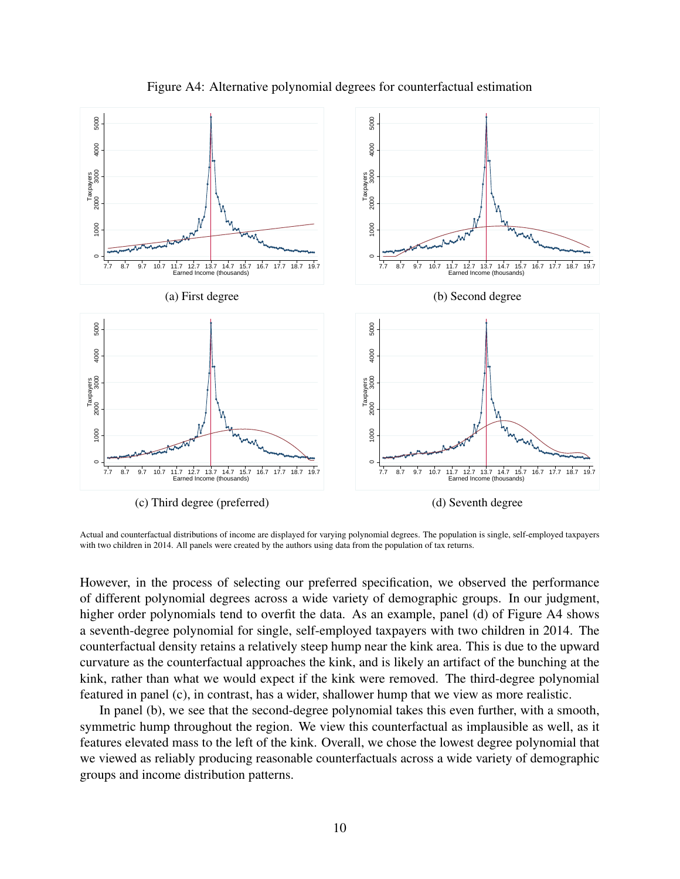Figure A4: Alternative polynomial degrees for counterfactual estimation

(a) First degree

(b) Second degree

(c) Third degree (preferred)

(d) Seventh degree

Actual and counterfactual distributions of income are displayed for varying polynomial degrees. The population is single, self-employed taxpayers with two children in 2014. All panels were created by the authors using data from the population of tax returns.

However, in the process of selecting our preferred specification, we observed the performance of different polynomial degrees across a wide variety of demographic groups. In our judgment, higher order polynomials tend to overfit the data. As an example, panel (d) of Figure A4 shows a seventh-degree polynomial for single, self-employed taxpayers with two children in 2014. The counterfactual density retains a relatively steep hump near the kink area. This is due to the upward curvature as the counterfactual approaches the kink, and is likely an artifact of the bunching at the kink, rather than what we would expect if the kink were removed. The third-degree polynomial featured in panel (c), in contrast, has a wider, shallower hump that we view as more realistic.

In panel (b), we see that the second-degree polynomial takes this even further, with a smooth, symmetric hump throughout the region. We view this counterfactual as implausible as well, as it features elevated mass to the left of the kink. Overall, we chose the lowest degree polynomial that we viewed as reliably producing reasonable counterfactuals across a wide variety of demographic groups and income distribution patterns.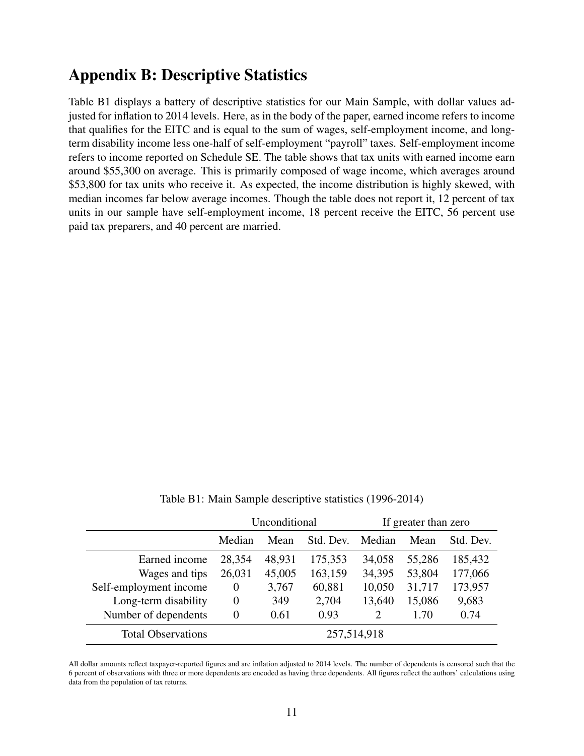## Appendix B: Descriptive Statistics

Table B1 displays a battery of descriptive statistics for our Main Sample, with dollar values adjusted for inflation to 2014 levels. Here, as in the body of the paper, earned income refers to income that qualifies for the EITC and is equal to the sum of wages, self-employment income, and long-term disability income less one-half of self-employment "payroll" taxes. Self-employment income refers to income reported on Schedule SE. The table shows that tax units with earned income earn around $55,300 on average. This is primarily composed of wage income, which averages around $53,800 for tax units who receive it. As expected, the income distribution is highly skewed, with median incomes far below average incomes. Though the table does not report it, 12 percent of tax units in our sample have self-employment income, 18 percent receive the EITC, 56 percent use paid tax preparers, and 40 percent are married.

Table B1: Main Sample descriptive statistics (1996-2014)

| | Unconditional | | | If greater than zero | | |
|---|---|---|---|---|---|---|
| | Median | Mean | Std. Dev. | Median | Mean | Std. Dev. |
| Earned income | 28,354 | 48,931 | 175,353 | 34,058 | 55,286 | 185,432 |
| Wages and tips | 26,031 | 45,005 | 163,159 | 34,395 | 53,804 | 177,066 |
| Self-employment income | 0 | 3,767 | 60,881 | 10,050 | 31,717 | 173,957 |
| Long-term disability | 0 | 349 | 2,704 | 13,640 | 15,086 | 9,683 |
| Number of dependents | 0 | 0.61 | 0.93 | 2 | 1.70 | 0.74 |
| Total Observations | 257,514,918 | | | | | |

All dollar amounts reflect taxpayer-reported figures and are inflation adjusted to 2014 levels. The number of dependents is censored such that the 6 percent of observations with three or more dependents are encoded as having three dependents. All figures reflect the authors' calculations using data from the population of tax returns.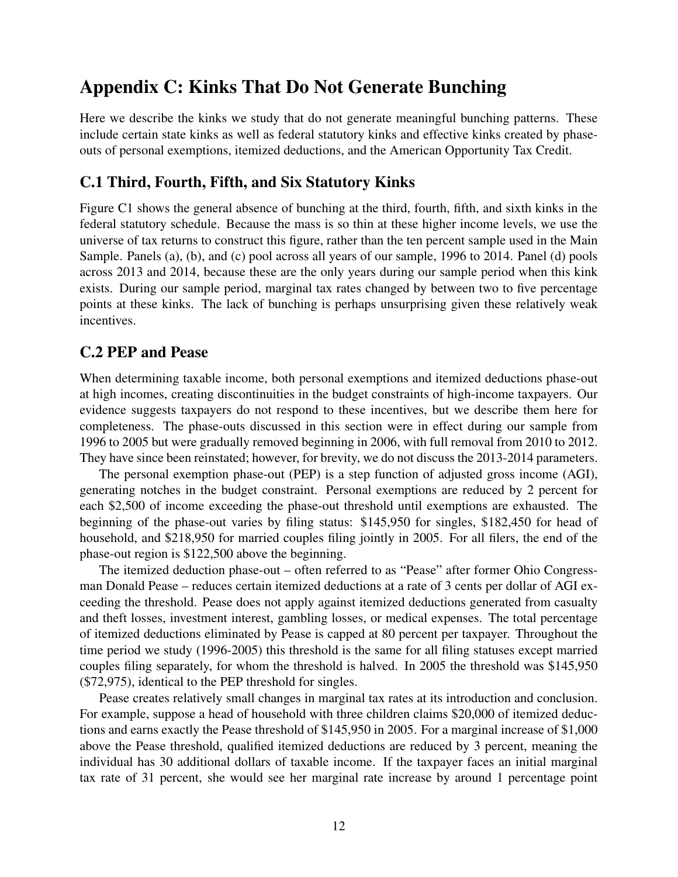# Appendix C: Kinks That Do Not Generate Bunching

Here we describe the kinks we study that do not generate meaningful bunching patterns. These include certain state kinks as well as federal statutory kinks and effective kinks created by phase-outs of personal exemptions, itemized deductions, and the American Opportunity Tax Credit.

## C.1 Third, Fourth, Fifth, and Six Statutory Kinks

Figure C1 shows the general absence of bunching at the third, fourth, fifth, and sixth kinks in the federal statutory schedule. Because the mass is so thin at these higher income levels, we use the universe of tax returns to construct this figure, rather than the ten percent sample used in the Main Sample. Panels (a), (b), and (c) pool across all years of our sample, 1996 to 2014. Panel (d) pools across 2013 and 2014, because these are the only years during our sample period when this kink exists. During our sample period, marginal tax rates changed by between two to five percentage points at these kinks. The lack of bunching is perhaps unsurprising given these relatively weak incentives.

## C.2 PEP and Pease

When determining taxable income, both personal exemptions and itemized deductions phase-out at high incomes, creating discontinuities in the budget constraints of high-income taxpayers. Our evidence suggests taxpayers do not respond to these incentives, but we describe them here for completeness. The phase-outs discussed in this section were in effect during our sample from 1996 to 2005 but were gradually removed beginning in 2006, with full removal from 2010 to 2012. They have since been reinstated; however, for brevity, we do not discuss the 2013-2014 parameters.

The personal exemption phase-out (PEP) is a step function of adjusted gross income (AGI), generating notches in the budget constraint. Personal exemptions are reduced by 2 percent for each $2,500 of income exceeding the phase-out threshold until exemptions are exhausted. The beginning of the phase-out varies by filing status: $145,950 for singles, $182,450 for head of household, and $218,950 for married couples filing jointly in 2005. For all filers, the end of the phase-out region is $122,500 above the beginning.

The itemized deduction phase-out – often referred to as "Pease" after former Ohio Congressman Donald Pease – reduces certain itemized deductions at a rate of 3 cents per dollar of AGI exceeding the threshold. Pease does not apply against itemized deductions generated from casualty and theft losses, investment interest, gambling losses, or medical expenses. The total percentage of itemized deductions eliminated by Pease is capped at 80 percent per taxpayer. Throughout the time period we study (1996-2005) this threshold is the same for all filing statuses except married couples filing separately, for whom the threshold is halved. In 2005 the threshold was $145,950 ($72,975), identical to the PEP threshold for singles.

Pease creates relatively small changes in marginal tax rates at its introduction and conclusion. For example, suppose a head of household with three children claims $20,000 of itemized deductions and earns exactly the Pease threshold of $145,950 in 2005. For a marginal increase of $1,000 above the Pease threshold, qualified itemized deductions are reduced by 3 percent, meaning the individual has 30 additional dollars of taxable income. If the taxpayer faces an initial marginal tax rate of 31 percent, she would see her marginal rate increase by around 1 percentage point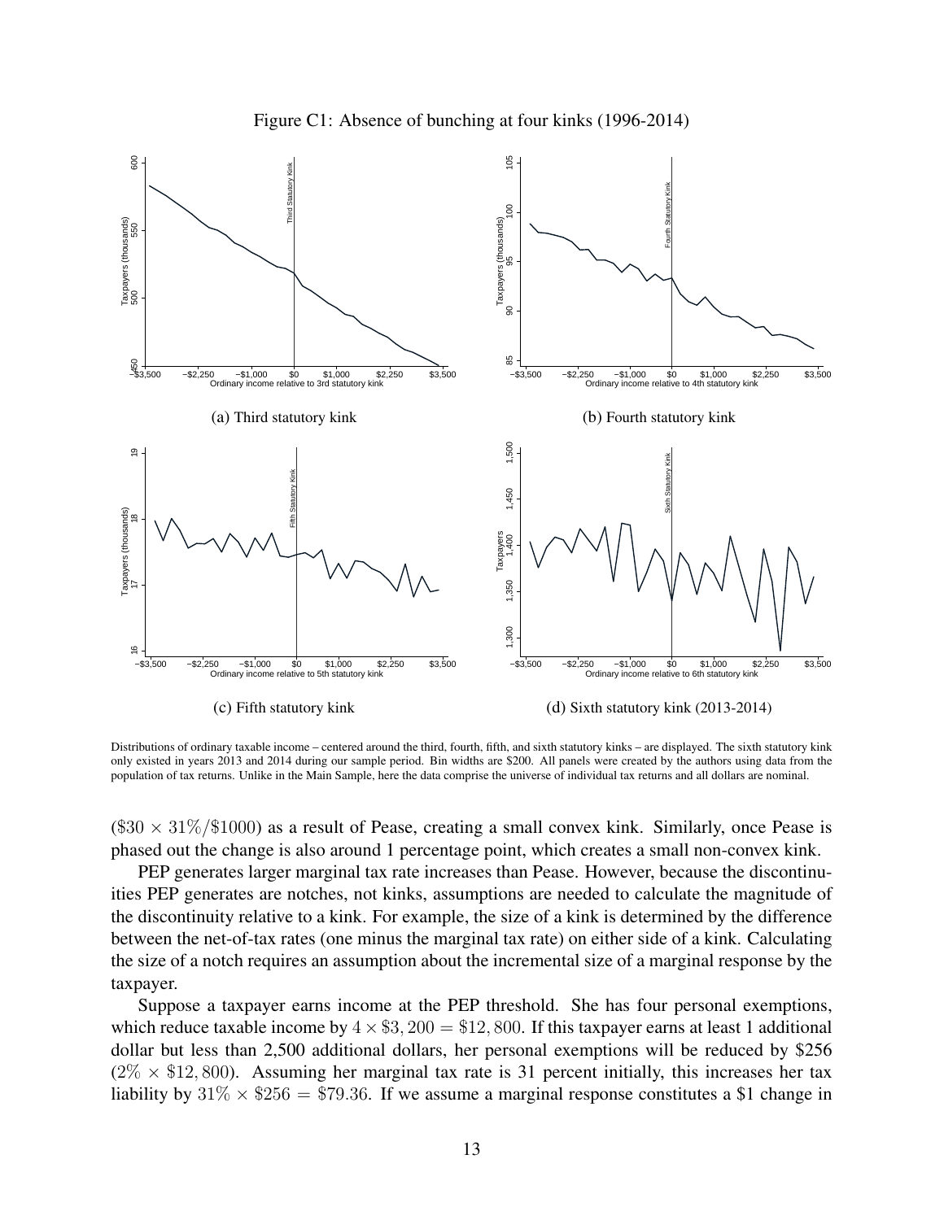Figure C1: Absence of bunching at four kinks (1996-2014)

(a) Third statutory kink

(b) Fourth statutory kink

(c) Fifth statutory kink

(d) Sixth statutory kink (2013-2014)

Distributions of ordinary taxable income – centered around the third, fourth, fifth, and sixth statutory kinks – are displayed. The sixth statutory kink only existed in years 2013 and 2014 during our sample period. Bin widths are \$200. All panels were created by the authors using data from the population of tax returns. Unlike in the Main Sample, here the data comprise the universe of individual tax returns and all dollars are nominal.

($\$30 \times 31\%/\$1000$) as a result of Pease, creating a small convex kink. Similarly, once Pease is phased out the change is also around 1 percentage point, which creates a small non-convex kink.

PEP generates larger marginal tax rate increases than Pease. However, because the discontinuities PEP generates are notches, not kinks, assumptions are needed to calculate the magnitude of the discontinuity relative to a kink. For example, the size of a kink is determined by the difference between the net-of-tax rates (one minus the marginal tax rate) on either side of a kink. Calculating the size of a notch requires an assumption about the incremental size of a marginal response by the taxpayer.

Suppose a taxpayer earns income at the PEP threshold. She has four personal exemptions, which reduce taxable income by $4 \times \$3,200 = \$12,800$. If this taxpayer earns at least 1 additional dollar but less than 2,500 additional dollars, her personal exemptions will be reduced by \$256 ($2\% \times \$12,800$). Assuming her marginal tax rate is 31 percent initially, this increases her tax liability by $31\% \times \$256 = \$79.36$. If we assume a marginal response constitutes a \$1 change in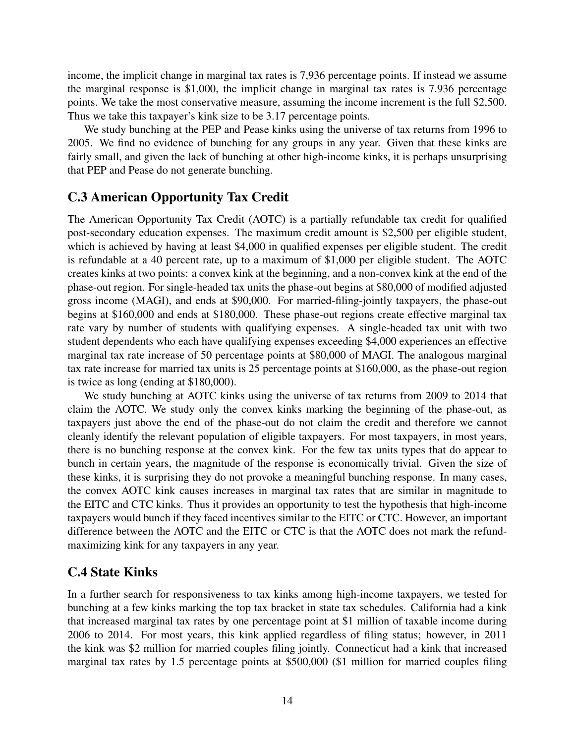income, the implicit change in marginal tax rates is 7,936 percentage points. If instead we assume the marginal response is $1,000, the implicit change in marginal tax rates is 7.936 percentage points. We take the most conservative measure, assuming the income increment is the full $2,500. Thus we take this taxpayer's kink size to be 3.17 percentage points.

We study bunching at the PEP and Pease kinks using the universe of tax returns from 1996 to 2005. We find no evidence of bunching for any groups in any year. Given that these kinks are fairly small, and given the lack of bunching at other high-income kinks, it is perhaps unsurprising that PEP and Pease do not generate bunching.

## C.3 American Opportunity Tax Credit

The American Opportunity Tax Credit (AOTC) is a partially refundable tax credit for qualified post-secondary education expenses. The maximum credit amount is $2,500 per eligible student, which is achieved by having at least $4,000 in qualified expenses per eligible student. The credit is refundable at a 40 percent rate, up to a maximum of $1,000 per eligible student. The AOTC creates kinks at two points: a convex kink at the beginning, and a non-convex kink at the end of the phase-out region. For single-headed tax units the phase-out begins at $80,000 of modified adjusted gross income (MAGI), and ends at $90,000. For married-filing-jointly taxpayers, the phase-out begins at $160,000 and ends at $180,000. These phase-out regions create effective marginal tax rate vary by number of students with qualifying expenses. A single-headed tax unit with two student dependents who each have qualifying expenses exceeding $4,000 experiences an effective marginal tax rate increase of 50 percentage points at $80,000 of MAGI. The analogous marginal tax rate increase for married tax units is 25 percentage points at $160,000, as the phase-out region is twice as long (ending at $180,000).

We study bunching at AOTC kinks using the universe of tax returns from 2009 to 2014 that claim the AOTC. We study only the convex kinks marking the beginning of the phase-out, as taxpayers just above the end of the phase-out do not claim the credit and therefore we cannot cleanly identify the relevant population of eligible taxpayers. For most taxpayers, in most years, there is no bunching response at the convex kink. For the few tax units types that do appear to bunch in certain years, the magnitude of the response is economically trivial. Given the size of these kinks, it is surprising they do not provoke a meaningful bunching response. In many cases, the convex AOTC kink causes increases in marginal tax rates that are similar in magnitude to the EITC and CTC kinks. Thus it provides an opportunity to test the hypothesis that high-income taxpayers would bunch if they faced incentives similar to the EITC or CTC. However, an important difference between the AOTC and the EITC or CTC is that the AOTC does not mark the refund-maximizing kink for any taxpayers in any year.

## C.4 State Kinks

In a further search for responsiveness to tax kinks among high-income taxpayers, we tested for bunching at a few kinks marking the top tax bracket in state tax schedules. California had a kink that increased marginal tax rates by one percentage point at $1 million of taxable income during 2006 to 2014. For most years, this kink applied regardless of filing status; however, in 2011 the kink was $2 million for married couples filing jointly. Connecticut had a kink that increased marginal tax rates by 1.5 percentage points at $500,000 ($1 million for married couples filing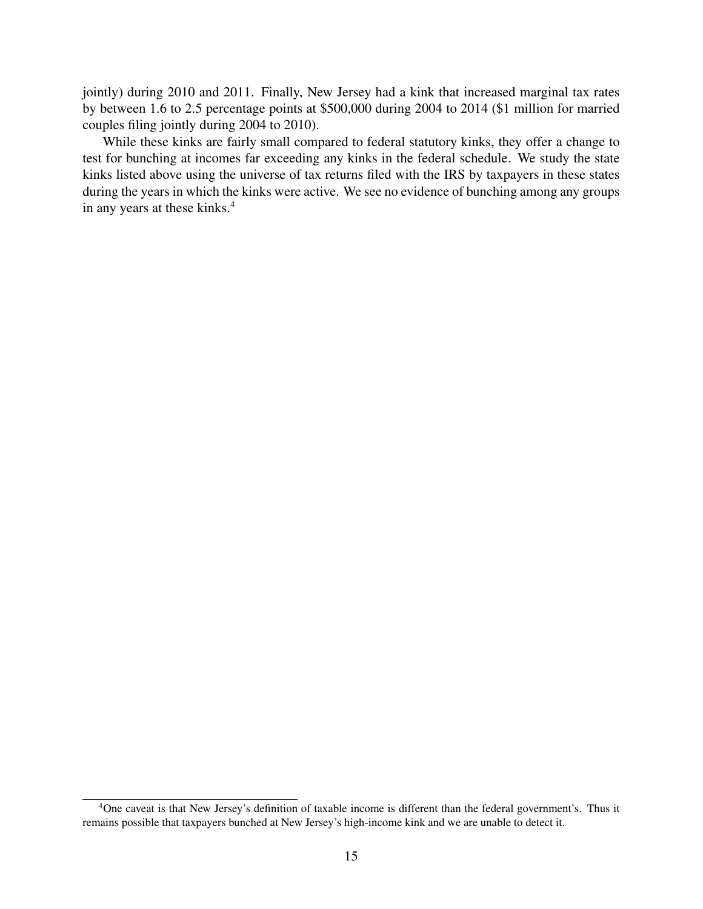jointly) during 2010 and 2011. Finally, New Jersey had a kink that increased marginal tax rates by between 1.6 to 2.5 percentage points at $500,000 during 2004 to 2014 ($1 million for married couples filing jointly during 2004 to 2010).

While these kinks are fairly small compared to federal statutory kinks, they offer a change to test for bunching at incomes far exceeding any kinks in the federal schedule. We study the state kinks listed above using the universe of tax returns filed with the IRS by taxpayers in these states during the years in which the kinks were active. We see no evidence of bunching among any groups in any years at these kinks.[4]

[4]One caveat is that New Jersey's definition of taxable income is different than the federal government's. Thus it remains possible that taxpayers bunched at New Jersey's high-income kink and we are unable to detect it.